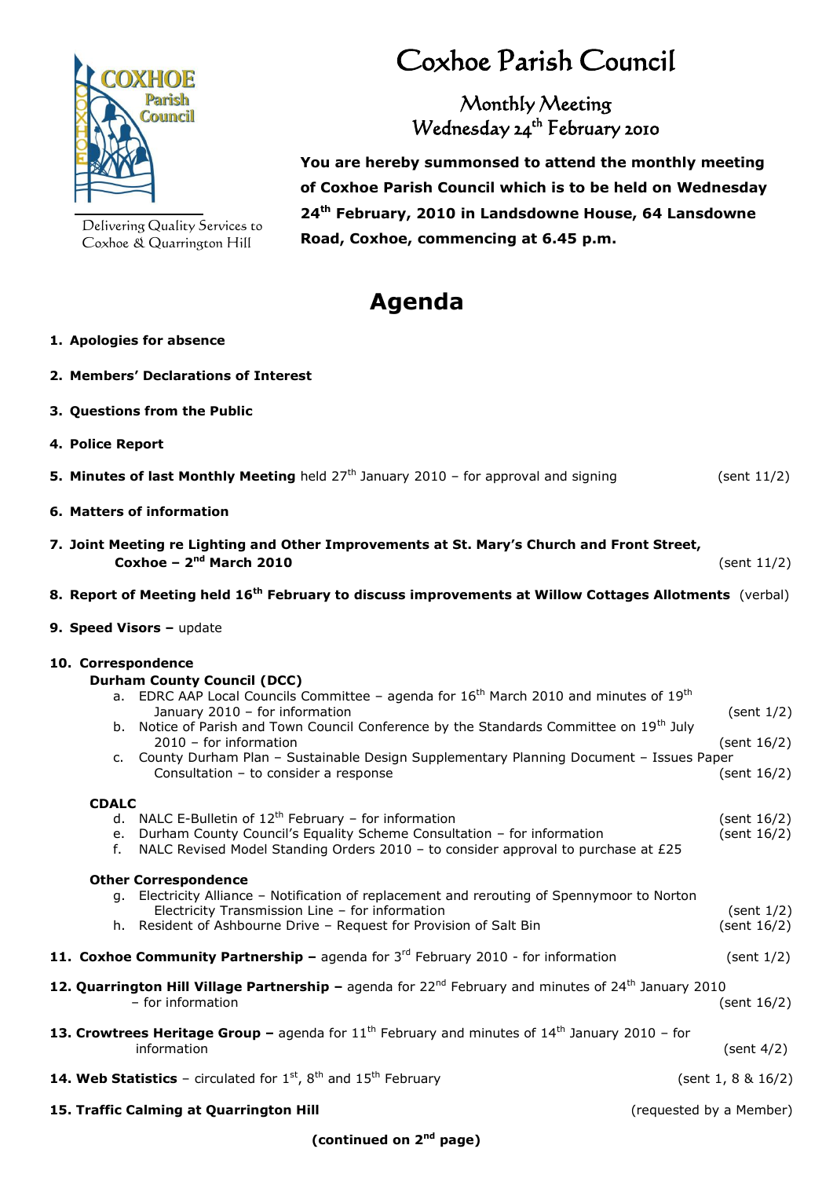# Coxhoe Parish Council

Delivering Quality Services to Coxhoe & Quarrington Hill

## Monthly Meeting
## Wednesday 24th February 2010

**You are hereby summonsed to attend the monthly meeting of Coxhoe Parish Council which is to be held on Wednesday 24th February, 2010 in Landsdowne House, 64 Lansdowne Road, Coxhoe, commencing at 6.45 p.m.**

# Agenda

1. **Apologies for absence**

2. **Members' Declarations of Interest**

3. **Questions from the Public**

4. **Police Report**

5. **Minutes of last Monthly Meeting** held 27th January 2010 – for approval and signing (sent 11/2)

6. **Matters of information**

7. **Joint Meeting re Lighting and Other Improvements at St. Mary's Church and Front Street, Coxhoe – 2nd March 2010** (sent 11/2)

8. **Report of Meeting held 16th February to discuss improvements at Willow Cottages Allotments** (verbal)

9. **Speed Visors –** update

10. **Correspondence**

    **Durham County Council (DCC)**

    a. EDRC AAP Local Councils Committee – agenda for 16th March 2010 and minutes of 19th January 2010 – for information (sent 1/2)
    b. Notice of Parish and Town Council Conference by the Standards Committee on 19th July 2010 – for information (sent 16/2)
    c. County Durham Plan – Sustainable Design Supplementary Planning Document – Issues Paper Consultation – to consider a response (sent 16/2)

    **CDALC**

    d. NALC E-Bulletin of 12th February – for information (sent 16/2)
    e. Durham County Council's Equality Scheme Consultation – for information (sent 16/2)
    f. NALC Revised Model Standing Orders 2010 – to consider approval to purchase at £25

    **Other Correspondence**

    g. Electricity Alliance – Notification of replacement and rerouting of Spennymoor to Norton Electricity Transmission Line – for information (sent 1/2)
    h. Resident of Ashbourne Drive – Request for Provision of Salt Bin (sent 16/2)

11. **Coxhoe Community Partnership –** agenda for 3rd February 2010 - for information (sent 1/2)

12. **Quarrington Hill Village Partnership –** agenda for 22nd February and minutes of 24th January 2010 – for information (sent 16/2)

13. **Crowtrees Heritage Group –** agenda for 11th February and minutes of 14th January 2010 – for information (sent 4/2)

14. **Web Statistics** – circulated for 1st, 8th and 15th February (sent 1, 8 & 16/2)

15. **Traffic Calming at Quarrington Hill** (requested by a Member)

**(continued on 2nd page)**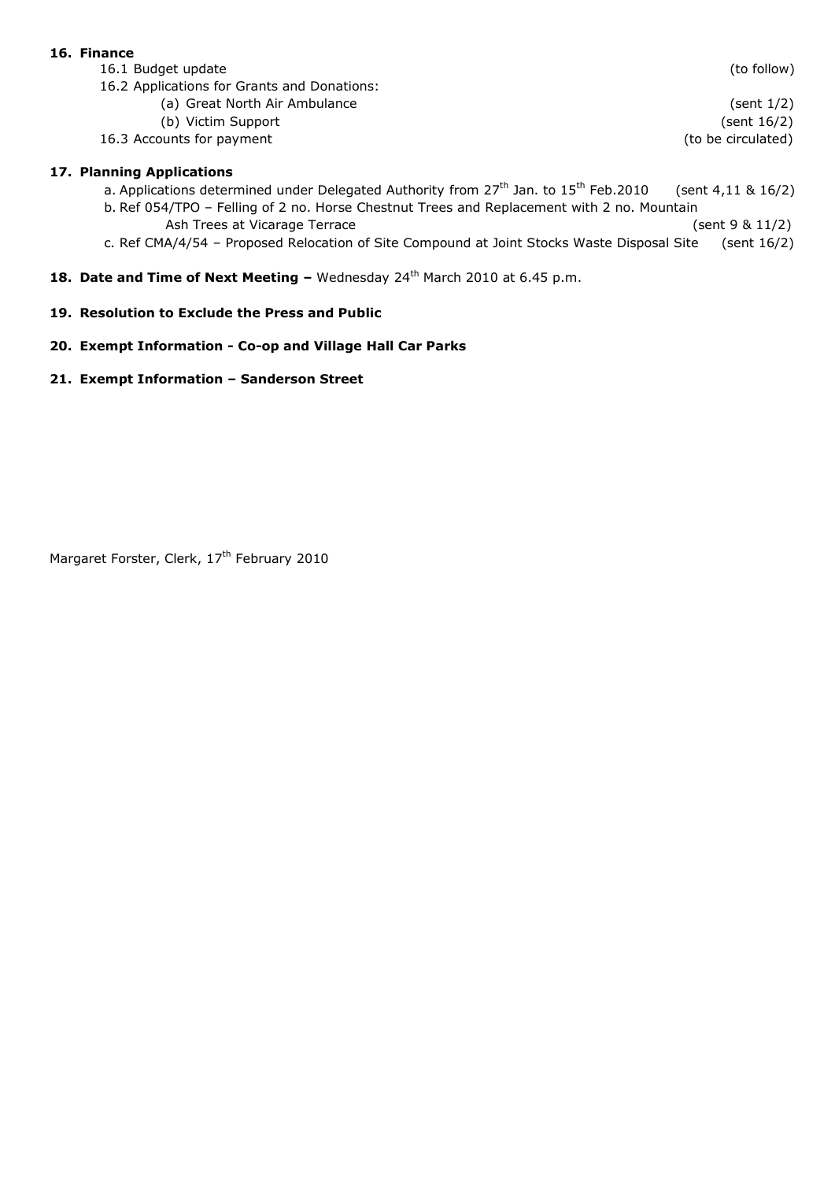**16. Finance**

16.1 Budget update (to follow)

16.2 Applications for Grants and Donations:

(a) Great North Air Ambulance (sent 1/2)

(b) Victim Support (sent 16/2)

16.3 Accounts for payment (to be circulated)

**17. Planning Applications**

a. Applications determined under Delegated Authority from 27th Jan. to 15th Feb.2010 (sent 4,11 & 16/2)

b. Ref 054/TPO – Felling of 2 no. Horse Chestnut Trees and Replacement with 2 no. Mountain Ash Trees at Vicarage Terrace (sent 9 & 11/2)

c. Ref CMA/4/54 – Proposed Relocation of Site Compound at Joint Stocks Waste Disposal Site (sent 16/2)

**18. Date and Time of Next Meeting –** Wednesday 24th March 2010 at 6.45 p.m.

**19. Resolution to Exclude the Press and Public**

**20. Exempt Information - Co-op and Village Hall Car Parks**

**21. Exempt Information – Sanderson Street**

Margaret Forster, Clerk, 17th February 2010